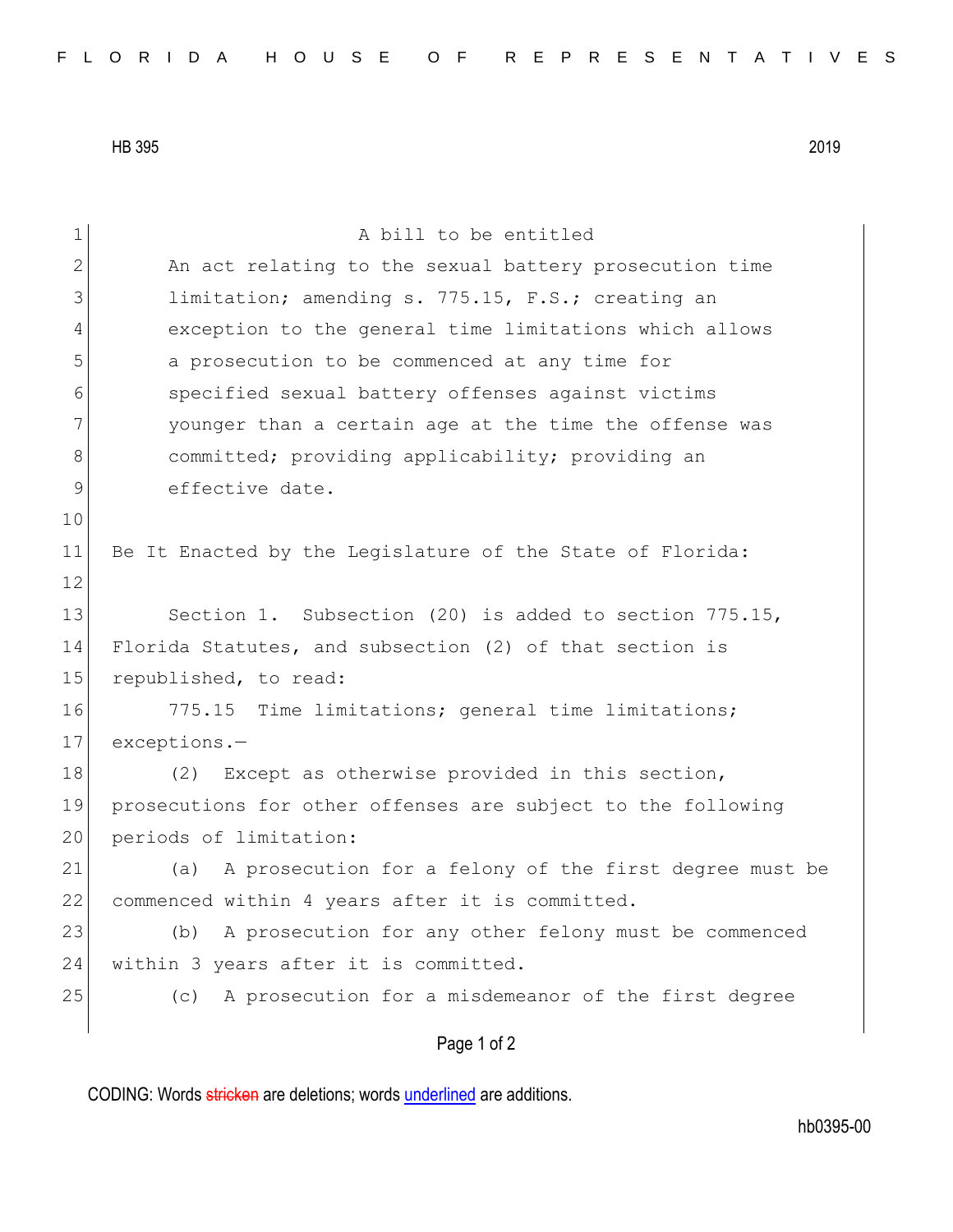HB 395 2019

A bill to be entitled

An act relating to the sexual battery prosecution time limitation; amending s. 775.15, F.S.; creating an exception to the general time limitations which allows a prosecution to be commenced at any time for specified sexual battery offenses against victims younger than a certain age at the time the offense was committed; providing applicability; providing an effective date.

Be It Enacted by the Legislature of the State of Florida:

Section 1. Subsection (20) is added to section 775.15, Florida Statutes, and subsection (2) of that section is republished, to read:

775.15 Time limitations; general time limitations; exceptions.—

(2) Except as otherwise provided in this section, prosecutions for other offenses are subject to the following periods of limitation:

(a) A prosecution for a felony of the first degree must be commenced within 4 years after it is committed.

(b) A prosecution for any other felony must be commenced within 3 years after it is committed.

(c) A prosecution for a misdemeanor of the first degree

CODING: Words stricken are deletions; words underlined are additions.

hb0395-00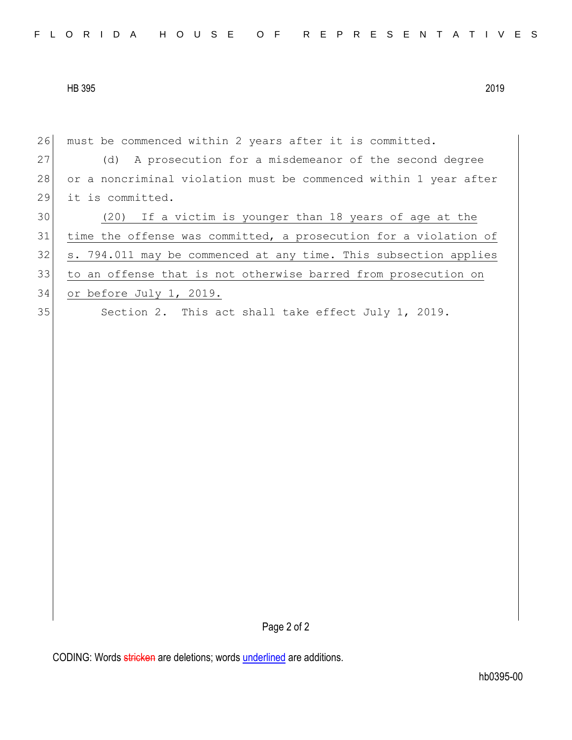must be commenced within 2 years after it is committed.

(d) A prosecution for a misdemeanor of the second degree or a noncriminal violation must be commenced within 1 year after it is committed.

<u>(20) If a victim is younger than 18 years of age at the time the offense was committed, a prosecution for a violation of s. 794.011 may be commenced at any time. This subsection applies to an offense that is not otherwise barred from prosecution on or before July 1, 2019.</u>

Section 2. This act shall take effect July 1, 2019.

CODING: Words ~~stricken~~ are deletions; words <u>underlined</u> are additions.